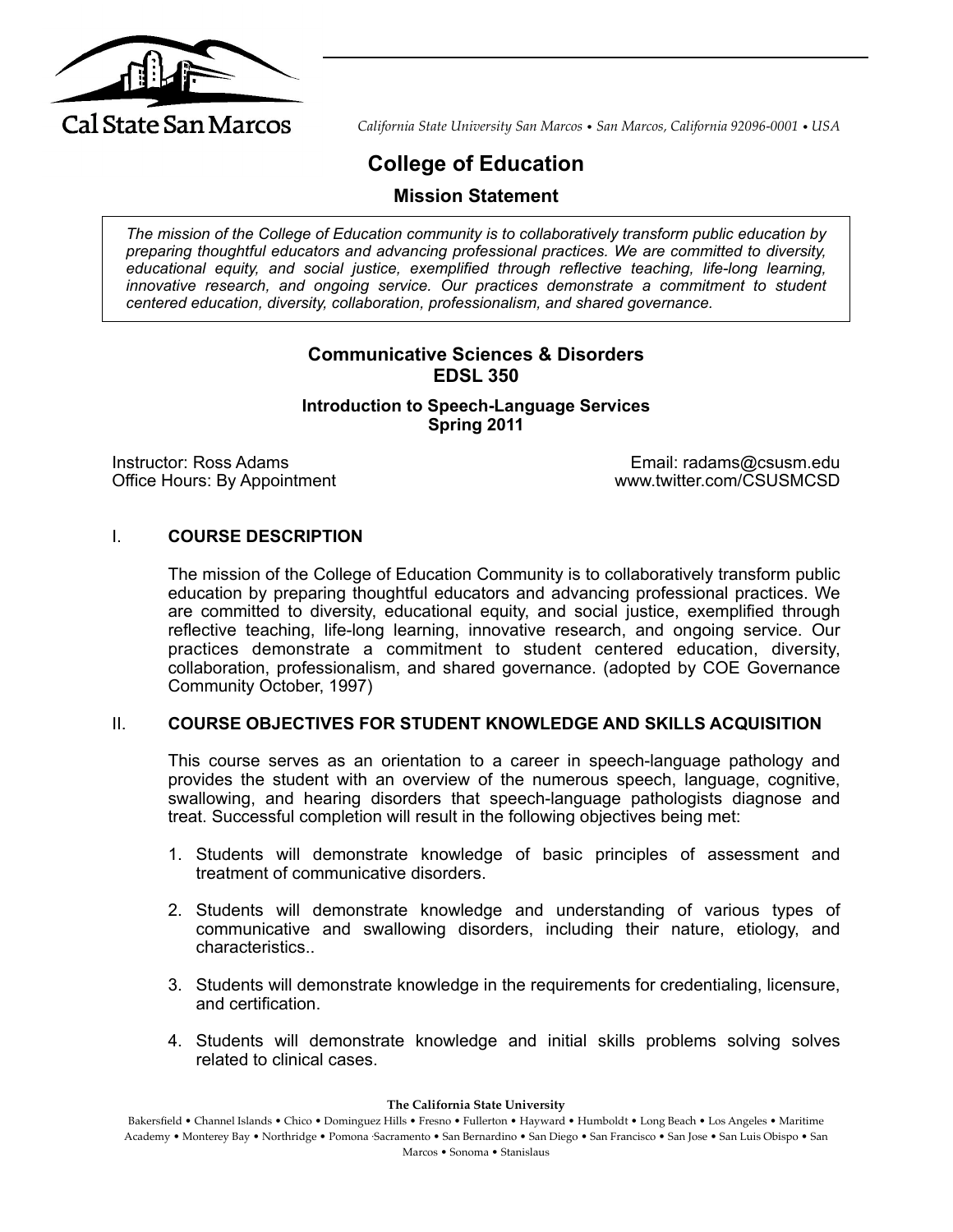Cal State San Marcos

*California State University San Marcos • San Marcos, California 92096-0001 • USA*

# College of Education

## Mission Statement

*The mission of the College of Education community is to collaboratively transform public education by preparing thoughtful educators and advancing professional practices. We are committed to diversity, educational equity, and social justice, exemplified through reflective teaching, life-long learning, innovative research, and ongoing service. Our practices demonstrate a commitment to student centered education, diversity, collaboration, professionalism, and shared governance.*

### Communicative Sciences & Disorders
### EDSL 350

**Introduction to Speech-Language Services**
**Spring 2011**

Instructor: Ross Adams
Office Hours: By Appointment

Email: radams@csusm.edu
www.twitter.com/CSUSMCSD

## I. COURSE DESCRIPTION

The mission of the College of Education Community is to collaboratively transform public education by preparing thoughtful educators and advancing professional practices. We are committed to diversity, educational equity, and social justice, exemplified through reflective teaching, life-long learning, innovative research, and ongoing service. Our practices demonstrate a commitment to student centered education, diversity, collaboration, professionalism, and shared governance. (adopted by COE Governance Community October, 1997)

## II. COURSE OBJECTIVES FOR STUDENT KNOWLEDGE AND SKILLS ACQUISITION

This course serves as an orientation to a career in speech-language pathology and provides the student with an overview of the numerous speech, language, cognitive, swallowing, and hearing disorders that speech-language pathologists diagnose and treat. Successful completion will result in the following objectives being met:

1. Students will demonstrate knowledge of basic principles of assessment and treatment of communicative disorders.
2. Students will demonstrate knowledge and understanding of various types of communicative and swallowing disorders, including their nature, etiology, and characteristics..
3. Students will demonstrate knowledge in the requirements for credentialing, licensure, and certification.
4. Students will demonstrate knowledge and initial skills problems solving solves related to clinical cases.

**The California State University**

Bakersfield • Channel Islands • Chico • Dominguez Hills • Fresno • Fullerton • Hayward • Humboldt • Long Beach • Los Angeles • Maritime Academy • Monterey Bay • Northridge • Pomona ·Sacramento • San Bernardino • San Diego • San Francisco • San Jose • San Luis Obispo • San Marcos • Sonoma • Stanislaus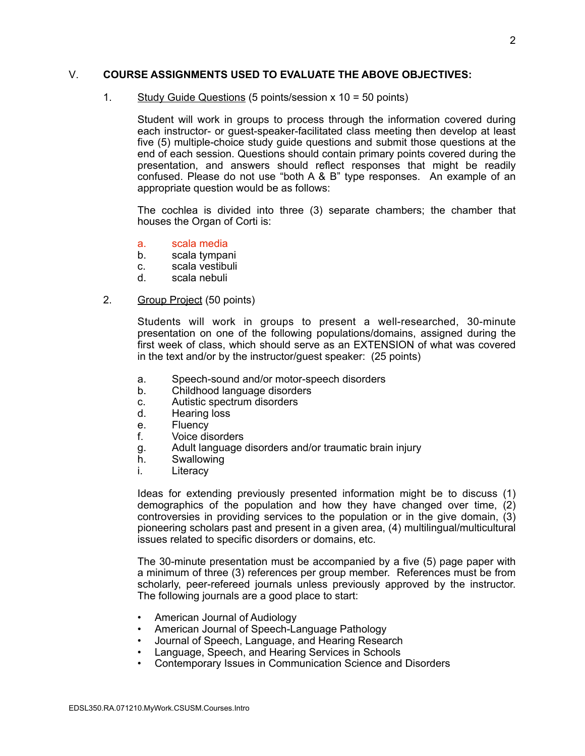## V. COURSE ASSIGNMENTS USED TO EVALUATE THE ABOVE OBJECTIVES:

1. <u>Study Guide Questions</u> (5 points/session x 10 = 50 points)

   Student will work in groups to process through the information covered during each instructor- or guest-speaker-facilitated class meeting then develop at least five (5) multiple-choice study guide questions and submit those questions at the end of each session. Questions should contain primary points covered during the presentation, and answers should reflect responses that might be readily confused. Please do not use "both A & B" type responses. An example of an appropriate question would be as follows:

   The cochlea is divided into three (3) separate chambers; the chamber that houses the Organ of Corti is:

   a. scala media
   b. scala tympani
   c. scala vestibuli
   d. scala nebuli

2. <u>Group Project</u> (50 points)

   Students will work in groups to present a well-researched, 30-minute presentation on one of the following populations/domains, assigned during the first week of class, which should serve as an EXTENSION of what was covered in the text and/or by the instructor/guest speaker: (25 points)

   a. Speech-sound and/or motor-speech disorders
   b. Childhood language disorders
   c. Autistic spectrum disorders
   d. Hearing loss
   e. Fluency
   f. Voice disorders
   g. Adult language disorders and/or traumatic brain injury
   h. Swallowing
   i. Literacy

   Ideas for extending previously presented information might be to discuss (1) demographics of the population and how they have changed over time, (2) controversies in providing services to the population or in the give domain, (3) pioneering scholars past and present in a given area, (4) multilingual/multicultural issues related to specific disorders or domains, etc.

   The 30-minute presentation must be accompanied by a five (5) page paper with a minimum of three (3) references per group member. References must be from scholarly, peer-refereed journals unless previously approved by the instructor. The following journals are a good place to start:

   - American Journal of Audiology
   - American Journal of Speech-Language Pathology
   - Journal of Speech, Language, and Hearing Research
   - Language, Speech, and Hearing Services in Schools
   - Contemporary Issues in Communication Science and Disorders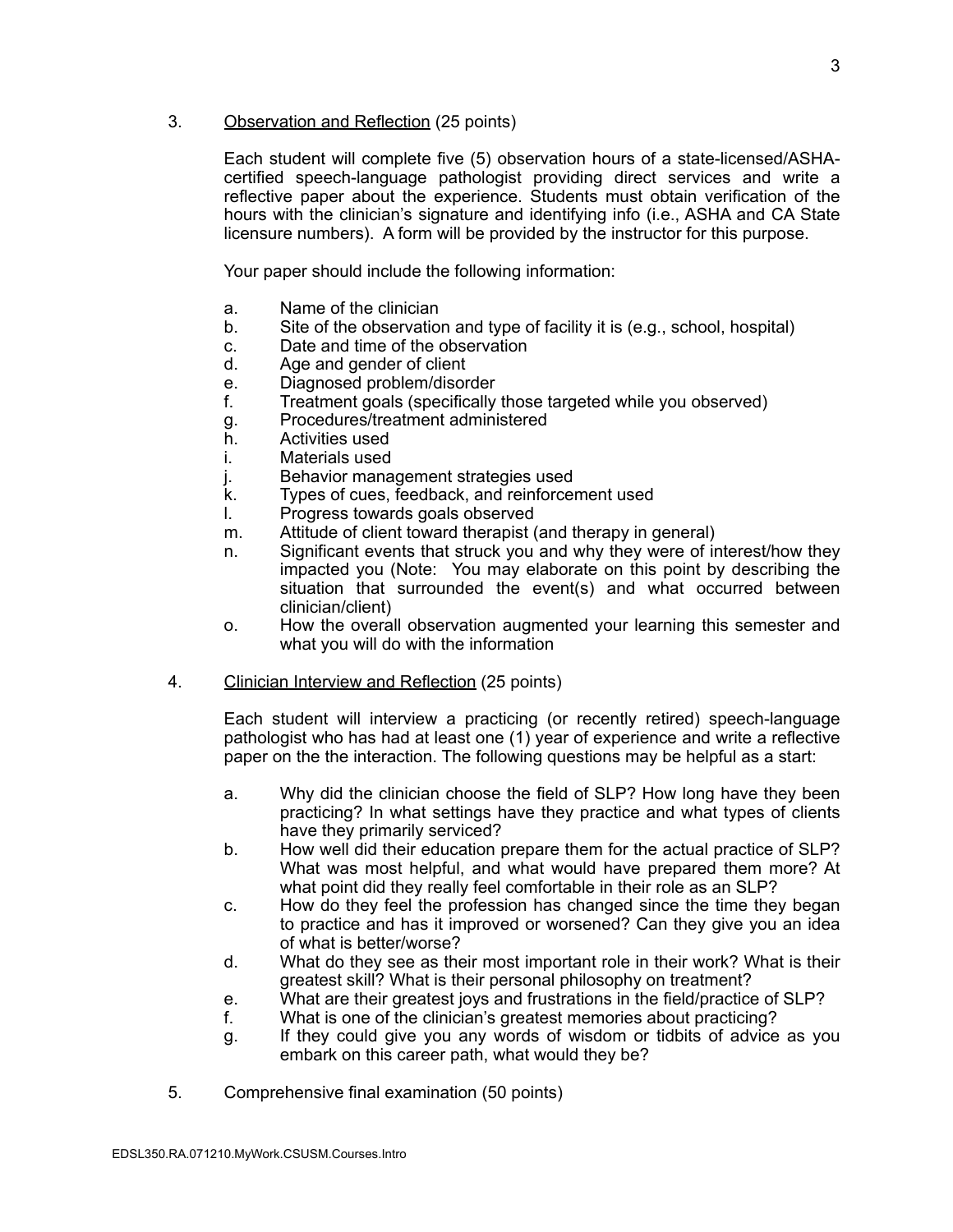3. <u>Observation and Reflection</u> (25 points)

   Each student will complete five (5) observation hours of a state-licensed/ASHA-certified speech-language pathologist providing direct services and write a reflective paper about the experience. Students must obtain verification of the hours with the clinician's signature and identifying info (i.e., ASHA and CA State licensure numbers). A form will be provided by the instructor for this purpose.

   Your paper should include the following information:

   a. Name of the clinician
   b. Site of the observation and type of facility it is (e.g., school, hospital)
   c. Date and time of the observation
   d. Age and gender of client
   e. Diagnosed problem/disorder
   f. Treatment goals (specifically those targeted while you observed)
   g. Procedures/treatment administered
   h. Activities used
   i. Materials used
   j. Behavior management strategies used
   k. Types of cues, feedback, and reinforcement used
   l. Progress towards goals observed
   m. Attitude of client toward therapist (and therapy in general)
   n. Significant events that struck you and why they were of interest/how they impacted you (Note: You may elaborate on this point by describing the situation that surrounded the event(s) and what occurred between clinician/client)
   o. How the overall observation augmented your learning this semester and what you will do with the information

4. <u>Clinician Interview and Reflection</u> (25 points)

   Each student will interview a practicing (or recently retired) speech-language pathologist who has had at least one (1) year of experience and write a reflective paper on the the interaction. The following questions may be helpful as a start:

   a. Why did the clinician choose the field of SLP? How long have they been practicing? In what settings have they practice and what types of clients have they primarily serviced?
   b. How well did their education prepare them for the actual practice of SLP? What was most helpful, and what would have prepared them more? At what point did they really feel comfortable in their role as an SLP?
   c. How do they feel the profession has changed since the time they began to practice and has it improved or worsened? Can they give you an idea of what is better/worse?
   d. What do they see as their most important role in their work? What is their greatest skill? What is their personal philosophy on treatment?
   e. What are their greatest joys and frustrations in the field/practice of SLP?
   f. What is one of the clinician's greatest memories about practicing?
   g. If they could give you any words of wisdom or tidbits of advice as you embark on this career path, what would they be?

5. Comprehensive final examination (50 points)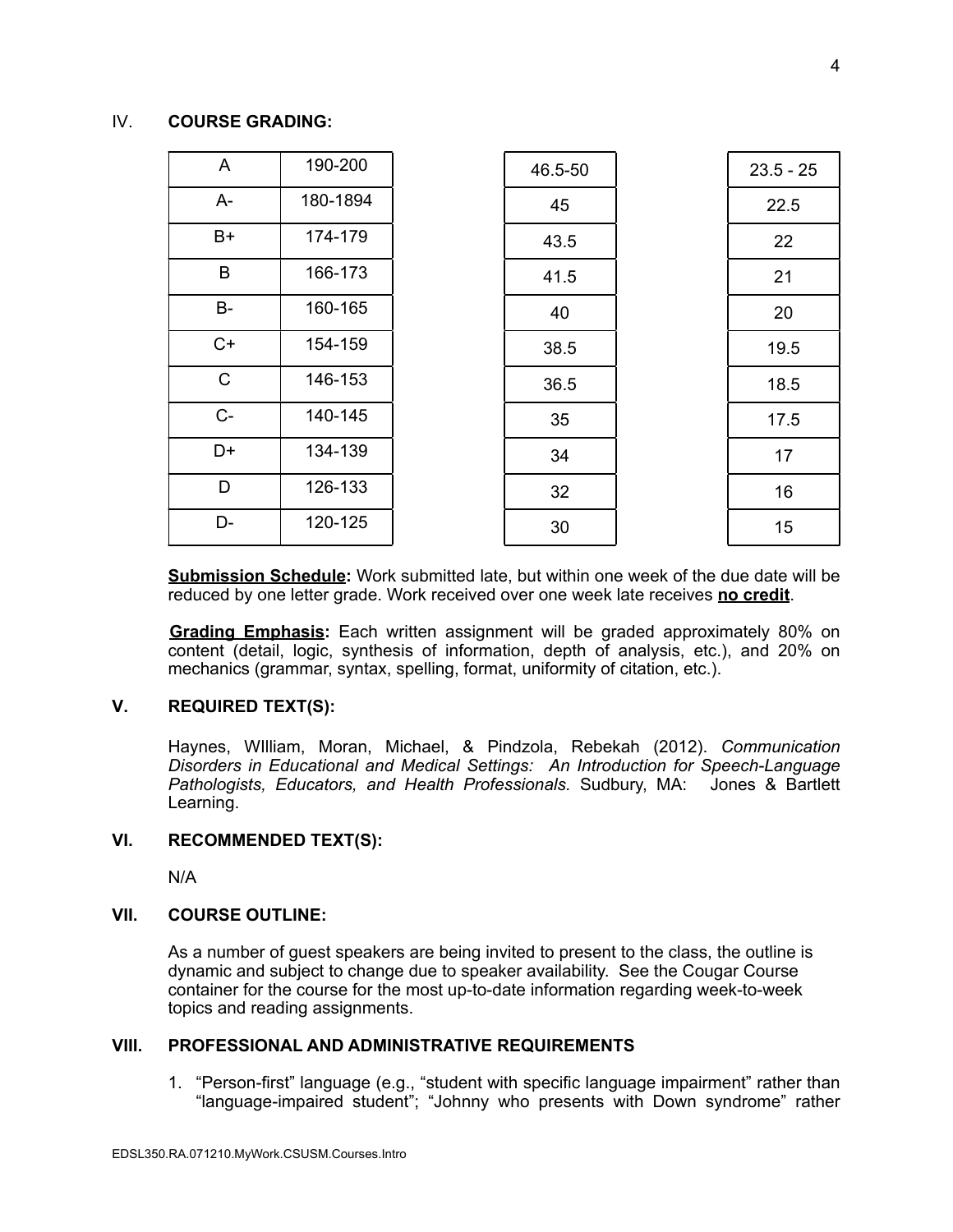## IV. COURSE GRADING:

| | | | |
|---|---|---|---|
| A | 190-200 | 46.5-50 | 23.5 - 25 |
| A- | 180-1894 | 45 | 22.5 |
| B+ | 174-179 | 43.5 | 22 |
| B | 166-173 | 41.5 | 21 |
| B- | 160-165 | 40 | 20 |
| C+ | 154-159 | 38.5 | 19.5 |
| C | 146-153 | 36.5 | 18.5 |
| C- | 140-145 | 35 | 17.5 |
| D+ | 134-139 | 34 | 17 |
| D | 126-133 | 32 | 16 |
| D- | 120-125 | 30 | 15 |

**Submission Schedule:** Work submitted late, but within one week of the due date will be reduced by one letter grade. Work received over one week late receives **no credit**.

**Grading Emphasis:** Each written assignment will be graded approximately 80% on content (detail, logic, synthesis of information, depth of analysis, etc.), and 20% on mechanics (grammar, syntax, spelling, format, uniformity of citation, etc.).

## V. REQUIRED TEXT(S):

Haynes, WIlliam, Moran, Michael, & Pindzola, Rebekah (2012). *Communication Disorders in Educational and Medical Settings: An Introduction for Speech-Language Pathologists, Educators, and Health Professionals.* Sudbury, MA: Jones & Bartlett Learning.

## VI. RECOMMENDED TEXT(S):

N/A

## VII. COURSE OUTLINE:

As a number of guest speakers are being invited to present to the class, the outline is dynamic and subject to change due to speaker availability. See the Cougar Course container for the course for the most up-to-date information regarding week-to-week topics and reading assignments.

## VIII. PROFESSIONAL AND ADMINISTRATIVE REQUIREMENTS

1. "Person-first" language (e.g., "student with specific language impairment" rather than "language-impaired student"; "Johnny who presents with Down syndrome" rather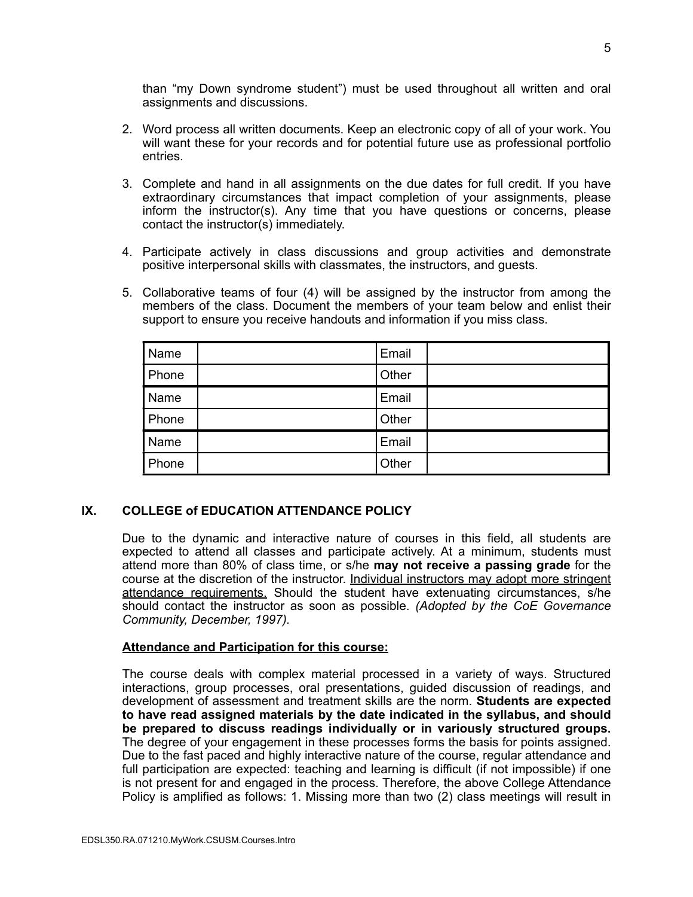than "my Down syndrome student") must be used throughout all written and oral assignments and discussions.

2. Word process all written documents. Keep an electronic copy of all of your work. You will want these for your records and for potential future use as professional portfolio entries.

3. Complete and hand in all assignments on the due dates for full credit. If you have extraordinary circumstances that impact completion of your assignments, please inform the instructor(s). Any time that you have questions or concerns, please contact the instructor(s) immediately.

4. Participate actively in class discussions and group activities and demonstrate positive interpersonal skills with classmates, the instructors, and guests.

5. Collaborative teams of four (4) will be assigned by the instructor from among the members of the class. Document the members of your team below and enlist their support to ensure you receive handouts and information if you miss class.

| Name | | Email | |
|---|---|---|---|
| Phone | | Other | |
| Name | | Email | |
| Phone | | Other | |
| Name | | Email | |
| Phone | | Other | |

## IX. COLLEGE of EDUCATION ATTENDANCE POLICY

Due to the dynamic and interactive nature of courses in this field, all students are expected to attend all classes and participate actively. At a minimum, students must attend more than 80% of class time, or s/he **may not receive a passing grade** for the course at the discretion of the instructor. Individual instructors may adopt more stringent attendance requirements. Should the student have extenuating circumstances, s/he should contact the instructor as soon as possible. *(Adopted by the CoE Governance Community, December, 1997).*

**Attendance and Participation for this course:**

The course deals with complex material processed in a variety of ways. Structured interactions, group processes, oral presentations, guided discussion of readings, and development of assessment and treatment skills are the norm. **Students are expected to have read assigned materials by the date indicated in the syllabus, and should be prepared to discuss readings individually or in variously structured groups.** The degree of your engagement in these processes forms the basis for points assigned. Due to the fast paced and highly interactive nature of the course, regular attendance and full participation are expected: teaching and learning is difficult (if not impossible) if one is not present for and engaged in the process. Therefore, the above College Attendance Policy is amplified as follows: 1. Missing more than two (2) class meetings will result in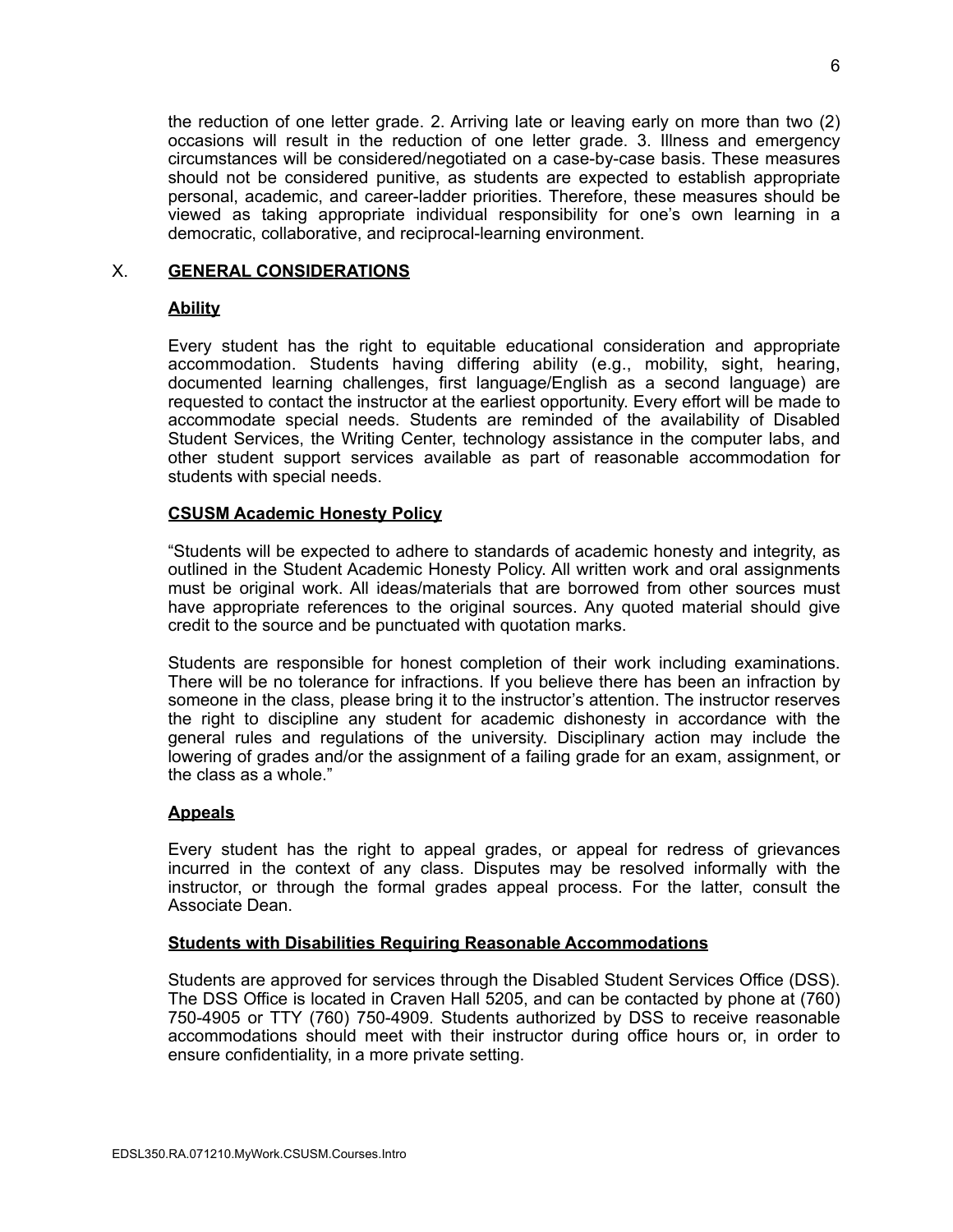the reduction of one letter grade. 2. Arriving late or leaving early on more than two (2) occasions will result in the reduction of one letter grade. 3. Illness and emergency circumstances will be considered/negotiated on a case-by-case basis. These measures should not be considered punitive, as students are expected to establish appropriate personal, academic, and career-ladder priorities. Therefore, these measures should be viewed as taking appropriate individual responsibility for one's own learning in a democratic, collaborative, and reciprocal-learning environment.

## X. GENERAL CONSIDERATIONS

### Ability

Every student has the right to equitable educational consideration and appropriate accommodation. Students having differing ability (e.g., mobility, sight, hearing, documented learning challenges, first language/English as a second language) are requested to contact the instructor at the earliest opportunity. Every effort will be made to accommodate special needs. Students are reminded of the availability of Disabled Student Services, the Writing Center, technology assistance in the computer labs, and other student support services available as part of reasonable accommodation for students with special needs.

### CSUSM Academic Honesty Policy

"Students will be expected to adhere to standards of academic honesty and integrity, as outlined in the Student Academic Honesty Policy. All written work and oral assignments must be original work. All ideas/materials that are borrowed from other sources must have appropriate references to the original sources. Any quoted material should give credit to the source and be punctuated with quotation marks.

Students are responsible for honest completion of their work including examinations. There will be no tolerance for infractions. If you believe there has been an infraction by someone in the class, please bring it to the instructor's attention. The instructor reserves the right to discipline any student for academic dishonesty in accordance with the general rules and regulations of the university. Disciplinary action may include the lowering of grades and/or the assignment of a failing grade for an exam, assignment, or the class as a whole."

### Appeals

Every student has the right to appeal grades, or appeal for redress of grievances incurred in the context of any class. Disputes may be resolved informally with the instructor, or through the formal grades appeal process. For the latter, consult the Associate Dean.

### Students with Disabilities Requiring Reasonable Accommodations

Students are approved for services through the Disabled Student Services Office (DSS). The DSS Office is located in Craven Hall 5205, and can be contacted by phone at (760) 750-4905 or TTY (760) 750-4909. Students authorized by DSS to receive reasonable accommodations should meet with their instructor during office hours or, in order to ensure confidentiality, in a more private setting.